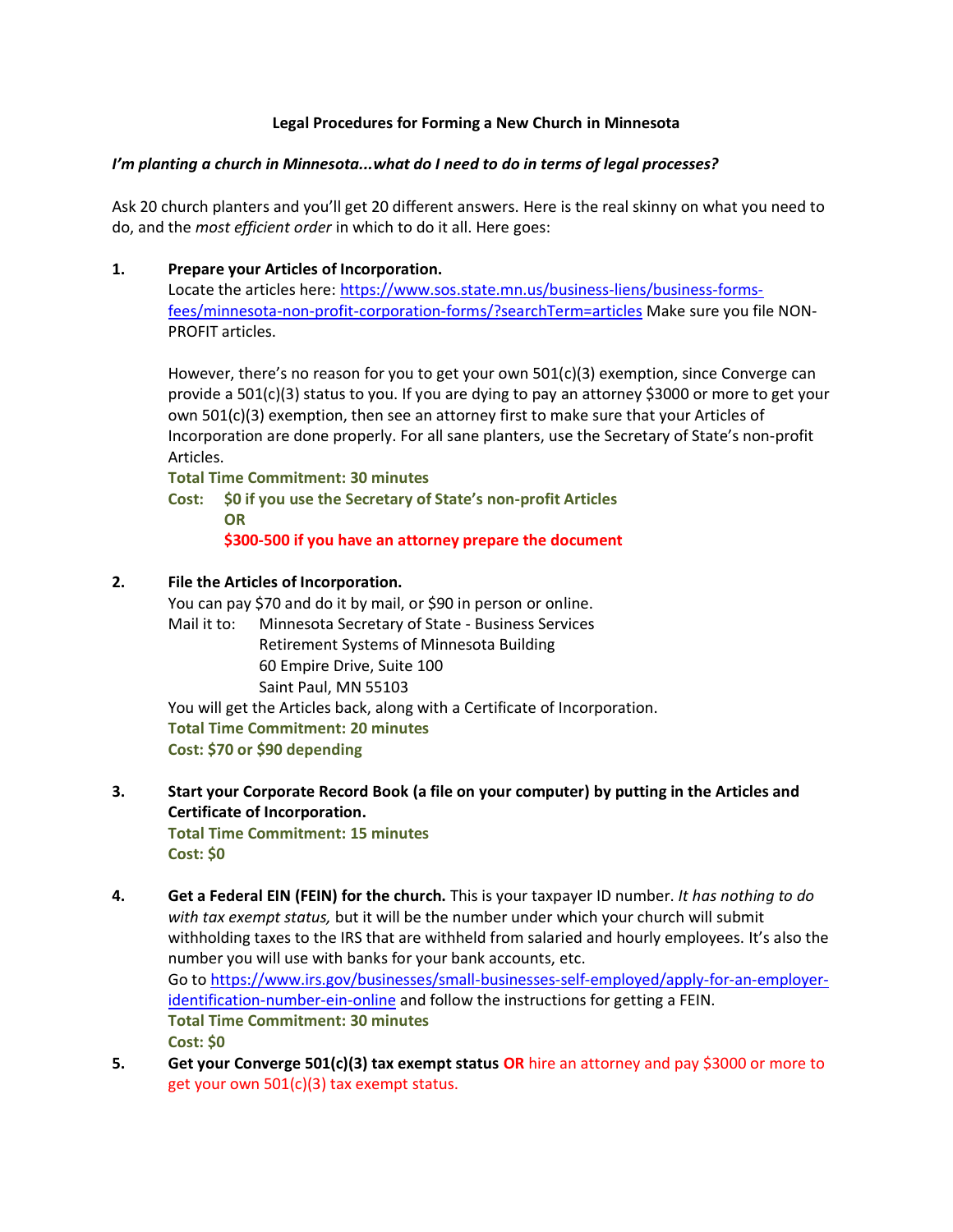# Legal Procedures for Forming a New Church in Minnesota

***I'm planting a church in Minnesota...what do I need to do in terms of legal processes?***

Ask 20 church planters and you'll get 20 different answers. Here is the real skinny on what you need to do, and the *most efficient order* in which to do it all. Here goes:

1. **Prepare your Articles of Incorporation.**
   Locate the articles here: https://www.sos.state.mn.us/business-liens/business-forms-fees/minnesota-non-profit-corporation-forms/?searchTerm=articles Make sure you file NON-PROFIT articles.

   However, there's no reason for you to get your own 501(c)(3) exemption, since Converge can provide a 501(c)(3) status to you. If you are dying to pay an attorney $3000 or more to get your own 501(c)(3) exemption, then see an attorney first to make sure that your Articles of Incorporation are done properly. For all sane planters, use the Secretary of State's non-profit Articles.

   **Total Time Commitment: 30 minutes**
   **Cost: $0 if you use the Secretary of State's non-profit Articles**
   **OR**
   **$300-500 if you have an attorney prepare the document**

2. **File the Articles of Incorporation.**
   You can pay $70 and do it by mail, or $90 in person or online.
   Mail it to: Minnesota Secretary of State - Business Services
   Retirement Systems of Minnesota Building
   60 Empire Drive, Suite 100
   Saint Paul, MN 55103
   You will get the Articles back, along with a Certificate of Incorporation.
   **Total Time Commitment: 20 minutes**
   **Cost: $70 or $90 depending**

3. **Start your Corporate Record Book (a file on your computer) by putting in the Articles and Certificate of Incorporation.**
   **Total Time Commitment: 15 minutes**
   **Cost: $0**

4. **Get a Federal EIN (FEIN) for the church.** This is your taxpayer ID number. *It has nothing to do with tax exempt status,* but it will be the number under which your church will submit withholding taxes to the IRS that are withheld from salaried and hourly employees. It's also the number you will use with banks for your bank accounts, etc.
   Go to https://www.irs.gov/businesses/small-businesses-self-employed/apply-for-an-employer-identification-number-ein-online and follow the instructions for getting a FEIN.
   **Total Time Commitment: 30 minutes**
   **Cost: $0**

5. **Get your Converge 501(c)(3) tax exempt status OR** hire an attorney and pay $3000 or more to get your own 501(c)(3) tax exempt status.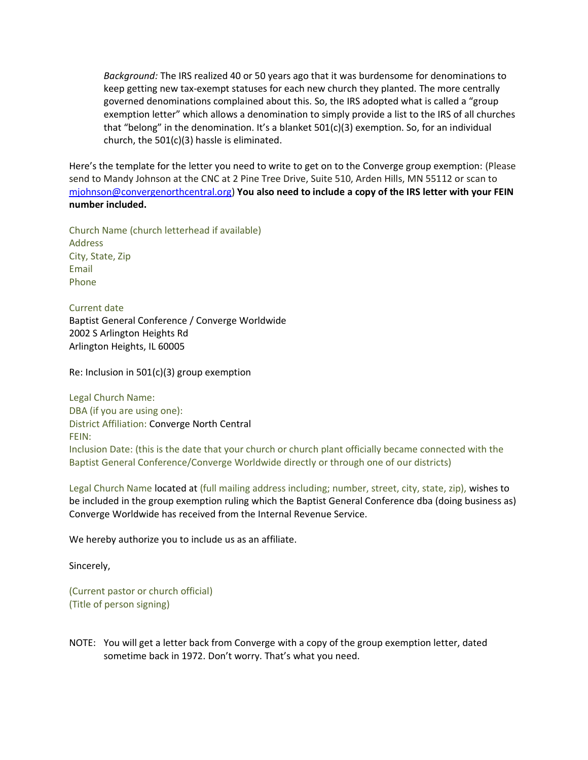*Background:* The IRS realized 40 or 50 years ago that it was burdensome for denominations to keep getting new tax-exempt statuses for each new church they planted. The more centrally governed denominations complained about this. So, the IRS adopted what is called a "group exemption letter" which allows a denomination to simply provide a list to the IRS of all churches that "belong" in the denomination. It's a blanket 501(c)(3) exemption. So, for an individual church, the 501(c)(3) hassle is eliminated.

Here's the template for the letter you need to write to get on to the Converge group exemption: (Please send to Mandy Johnson at the CNC at 2 Pine Tree Drive, Suite 510, Arden Hills, MN 55112 or scan to mjohnson@convergenorthcentral.org) **You also need to include a copy of the IRS letter with your FEIN number included.**

Church Name (church letterhead if available)
Address
City, State, Zip
Email
Phone

Current date
Baptist General Conference / Converge Worldwide
2002 S Arlington Heights Rd
Arlington Heights, IL 60005

Re: Inclusion in 501(c)(3) group exemption

Legal Church Name:
DBA (if you are using one):
District Affiliation: Converge North Central
FEIN:
Inclusion Date: (this is the date that your church or church plant officially became connected with the Baptist General Conference/Converge Worldwide directly or through one of our districts)

Legal Church Name located at (full mailing address including; number, street, city, state, zip), wishes to be included in the group exemption ruling which the Baptist General Conference dba (doing business as) Converge Worldwide has received from the Internal Revenue Service.

We hereby authorize you to include us as an affiliate.

Sincerely,

(Current pastor or church official)
(Title of person signing)

NOTE: You will get a letter back from Converge with a copy of the group exemption letter, dated sometime back in 1972. Don't worry. That's what you need.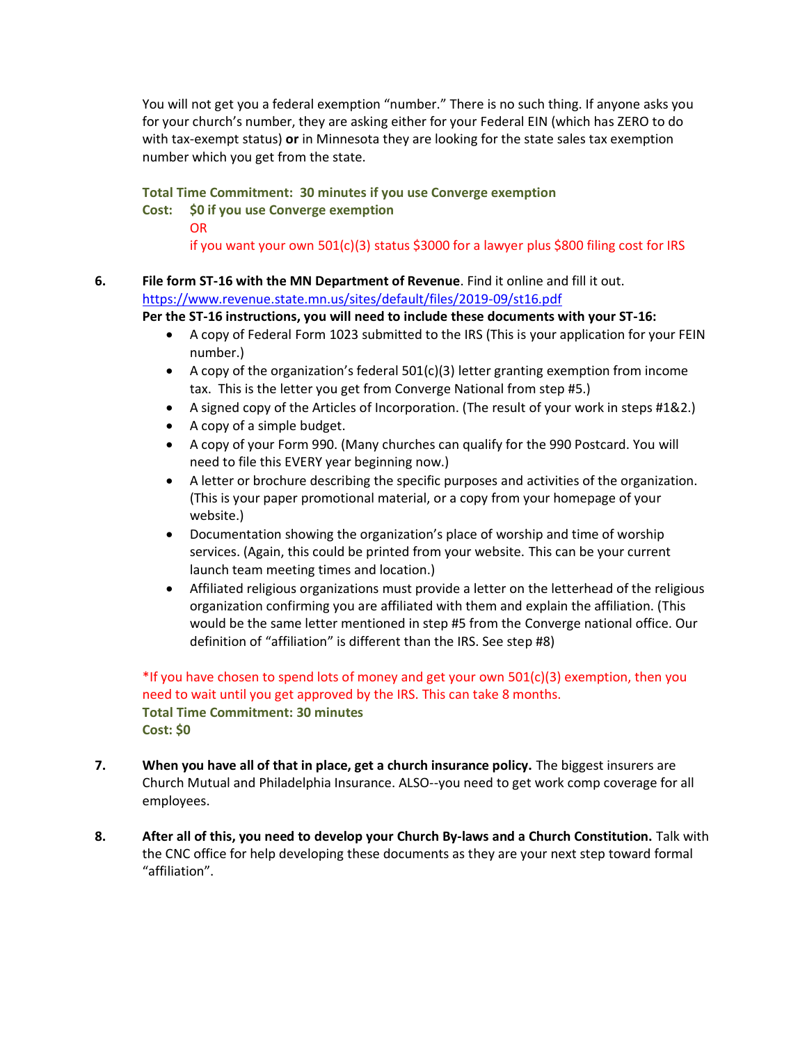You will not get you a federal exemption "number." There is no such thing. If anyone asks you for your church's number, they are asking either for your Federal EIN (which has ZERO to do with tax-exempt status) **or** in Minnesota they are looking for the state sales tax exemption number which you get from the state.

**Total Time Commitment: 30 minutes if you use Converge exemption**
**Cost: $0 if you use Converge exemption**
OR
if you want your own 501(c)(3) status $3000 for a lawyer plus $800 filing cost for IRS

6. **File form ST-16 with the MN Department of Revenue**. Find it online and fill it out. https://www.revenue.state.mn.us/sites/default/files/2019-09/st16.pdf
**Per the ST-16 instructions, you will need to include these documents with your ST-16:**
   - A copy of Federal Form 1023 submitted to the IRS (This is your application for your FEIN number.)
   - A copy of the organization's federal 501(c)(3) letter granting exemption from income tax. This is the letter you get from Converge National from step #5.)
   - A signed copy of the Articles of Incorporation. (The result of your work in steps #1&2.)
   - A copy of a simple budget.
   - A copy of your Form 990. (Many churches can qualify for the 990 Postcard. You will need to file this EVERY year beginning now.)
   - A letter or brochure describing the specific purposes and activities of the organization. (This is your paper promotional material, or a copy from your homepage of your website.)
   - Documentation showing the organization's place of worship and time of worship services. (Again, this could be printed from your website. This can be your current launch team meeting times and location.)
   - Affiliated religious organizations must provide a letter on the letterhead of the religious organization confirming you are affiliated with them and explain the affiliation. (This would be the same letter mentioned in step #5 from the Converge national office. Our definition of "affiliation" is different than the IRS. See step #8)

*If you have chosen to spend lots of money and get your own 501(c)(3) exemption, then you need to wait until you get approved by the IRS. This can take 8 months.
**Total Time Commitment: 30 minutes**
**Cost: $0**

7. **When you have all of that in place, get a church insurance policy.** The biggest insurers are Church Mutual and Philadelphia Insurance. ALSO--you need to get work comp coverage for all employees.

8. **After all of this, you need to develop your Church By-laws and a Church Constitution.** Talk with the CNC office for help developing these documents as they are your next step toward formal "affiliation".